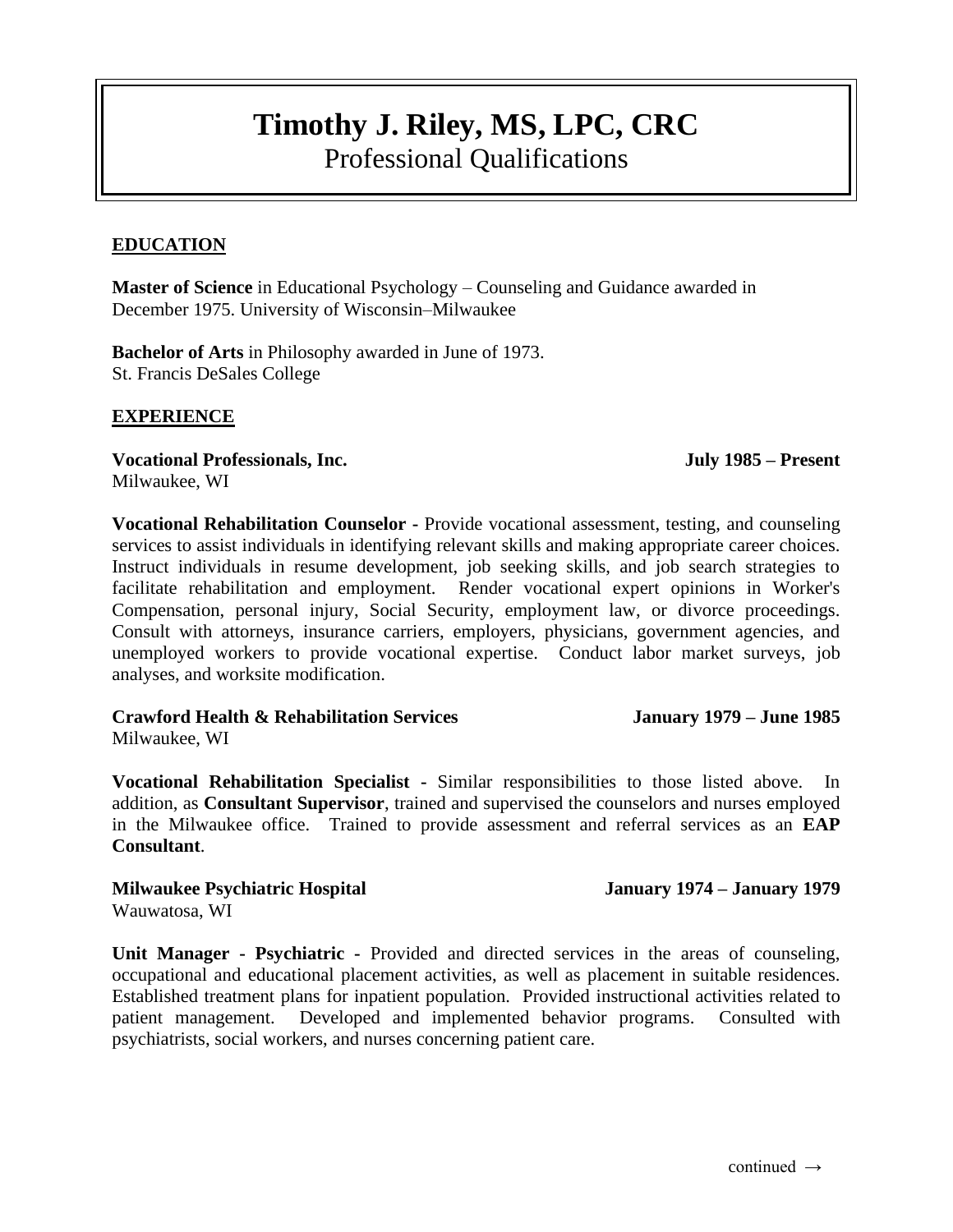# Timothy J. Riley, MS, LPC, CRC

Professional Qualifications

## EDUCATION

**Master of Science** in Educational Psychology – Counseling and Guidance awarded in December 1975. University of Wisconsin–Milwaukee

**Bachelor of Arts** in Philosophy awarded in June of 1973.
St. Francis DeSales College

## EXPERIENCE

**Vocational Professionals, Inc.** — **July 1985 – Present**
Milwaukee, WI

**Vocational Rehabilitation Counselor** - Provide vocational assessment, testing, and counseling services to assist individuals in identifying relevant skills and making appropriate career choices. Instruct individuals in resume development, job seeking skills, and job search strategies to facilitate rehabilitation and employment. Render vocational expert opinions in Worker's Compensation, personal injury, Social Security, employment law, or divorce proceedings. Consult with attorneys, insurance carriers, employers, physicians, government agencies, and unemployed workers to provide vocational expertise. Conduct labor market surveys, job analyses, and worksite modification.

**Crawford Health & Rehabilitation Services** — **January 1979 – June 1985**
Milwaukee, WI

**Vocational Rehabilitation Specialist** - Similar responsibilities to those listed above. In addition, as **Consultant Supervisor**, trained and supervised the counselors and nurses employed in the Milwaukee office. Trained to provide assessment and referral services as an **EAP Consultant**.

**Milwaukee Psychiatric Hospital** — **January 1974 – January 1979**
Wauwatosa, WI

**Unit Manager - Psychiatric** - Provided and directed services in the areas of counseling, occupational and educational placement activities, as well as placement in suitable residences. Established treatment plans for inpatient population. Provided instructional activities related to patient management. Developed and implemented behavior programs. Consulted with psychiatrists, social workers, and nurses concerning patient care.

continued →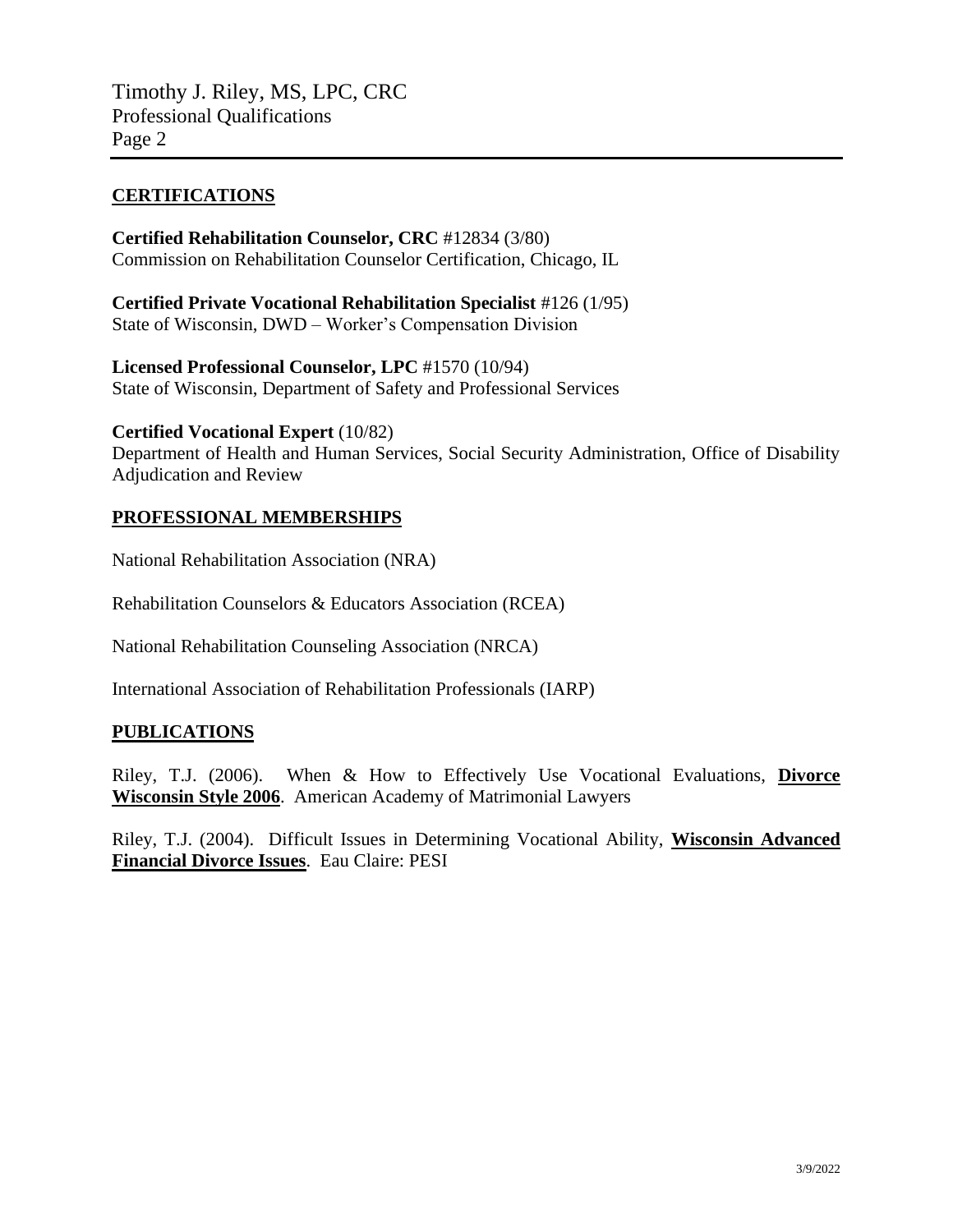## CERTIFICATIONS

**Certified Rehabilitation Counselor, CRC** #12834 (3/80)
Commission on Rehabilitation Counselor Certification, Chicago, IL

**Certified Private Vocational Rehabilitation Specialist** #126 (1/95)
State of Wisconsin, DWD – Worker's Compensation Division

**Licensed Professional Counselor, LPC** #1570 (10/94)
State of Wisconsin, Department of Safety and Professional Services

**Certified Vocational Expert** (10/82)
Department of Health and Human Services, Social Security Administration, Office of Disability Adjudication and Review

## PROFESSIONAL MEMBERSHIPS

National Rehabilitation Association (NRA)

Rehabilitation Counselors & Educators Association (RCEA)

National Rehabilitation Counseling Association (NRCA)

International Association of Rehabilitation Professionals (IARP)

## PUBLICATIONS

Riley, T.J. (2006). When & How to Effectively Use Vocational Evaluations, **Divorce Wisconsin Style 2006**. American Academy of Matrimonial Lawyers

Riley, T.J. (2004). Difficult Issues in Determining Vocational Ability, **Wisconsin Advanced Financial Divorce Issues**. Eau Claire: PESI